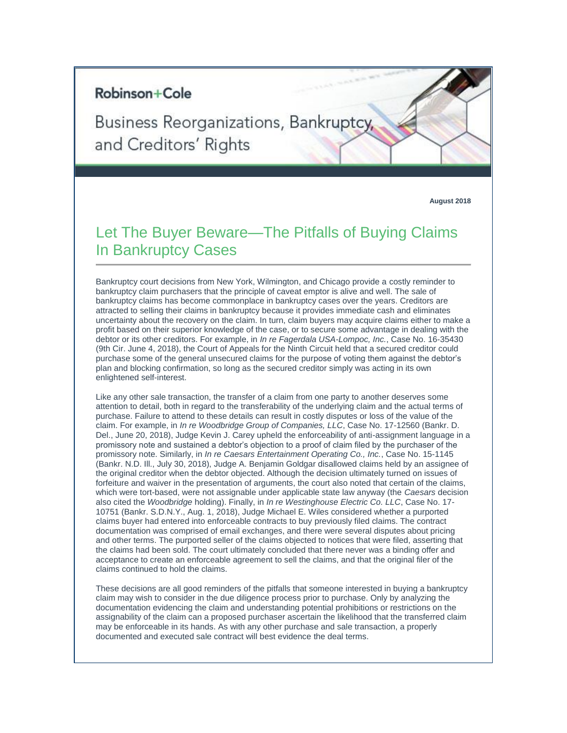Robinson+Cole

Business Reorganizations, Bankruptcy, and Creditors' Rights

**August 2018**

# Let The Buyer Beware—The Pitfalls of Buying Claims In Bankruptcy Cases

Bankruptcy court decisions from New York, Wilmington, and Chicago provide a costly reminder to bankruptcy claim purchasers that the principle of caveat emptor is alive and well. The sale of bankruptcy claims has become commonplace in bankruptcy cases over the years. Creditors are attracted to selling their claims in bankruptcy because it provides immediate cash and eliminates uncertainty about the recovery on the claim. In turn, claim buyers may acquire claims either to make a profit based on their superior knowledge of the case, or to secure some advantage in dealing with the debtor or its other creditors. For example, in *In re Fagerdala USA-Lompoc, Inc.*, Case No. 16-35430 (9th Cir. June 4, 2018), the Court of Appeals for the Ninth Circuit held that a secured creditor could purchase some of the general unsecured claims for the purpose of voting them against the debtor's plan and blocking confirmation, so long as the secured creditor simply was acting in its own enlightened self-interest.

Like any other sale transaction, the transfer of a claim from one party to another deserves some attention to detail, both in regard to the transferability of the underlying claim and the actual terms of purchase. Failure to attend to these details can result in costly disputes or loss of the value of the claim. For example, in *In re Woodbridge Group of Companies, LLC*, Case No. 17-12560 (Bankr. D. Del., June 20, 2018), Judge Kevin J. Carey upheld the enforceability of anti-assignment language in a promissory note and sustained a debtor's objection to a proof of claim filed by the purchaser of the promissory note. Similarly, in *In re Caesars Entertainment Operating Co., Inc.*, Case No. 15-1145 (Bankr. N.D. Ill., July 30, 2018), Judge A. Benjamin Goldgar disallowed claims held by an assignee of the original creditor when the debtor objected. Although the decision ultimately turned on issues of forfeiture and waiver in the presentation of arguments, the court also noted that certain of the claims, which were tort-based, were not assignable under applicable state law anyway (the *Caesars* decision also cited the *Woodbridge* holding). Finally, in *In re Westinghouse Electric Co. LLC*, Case No. 17-10751 (Bankr. S.D.N.Y., Aug. 1, 2018), Judge Michael E. Wiles considered whether a purported claims buyer had entered into enforceable contracts to buy previously filed claims. The contract documentation was comprised of email exchanges, and there were several disputes about pricing and other terms. The purported seller of the claims objected to notices that were filed, asserting that the claims had been sold. The court ultimately concluded that there never was a binding offer and acceptance to create an enforceable agreement to sell the claims, and that the original filer of the claims continued to hold the claims.

These decisions are all good reminders of the pitfalls that someone interested in buying a bankruptcy claim may wish to consider in the due diligence process prior to purchase. Only by analyzing the documentation evidencing the claim and understanding potential prohibitions or restrictions on the assignability of the claim can a proposed purchaser ascertain the likelihood that the transferred claim may be enforceable in its hands. As with any other purchase and sale transaction, a properly documented and executed sale contract will best evidence the deal terms.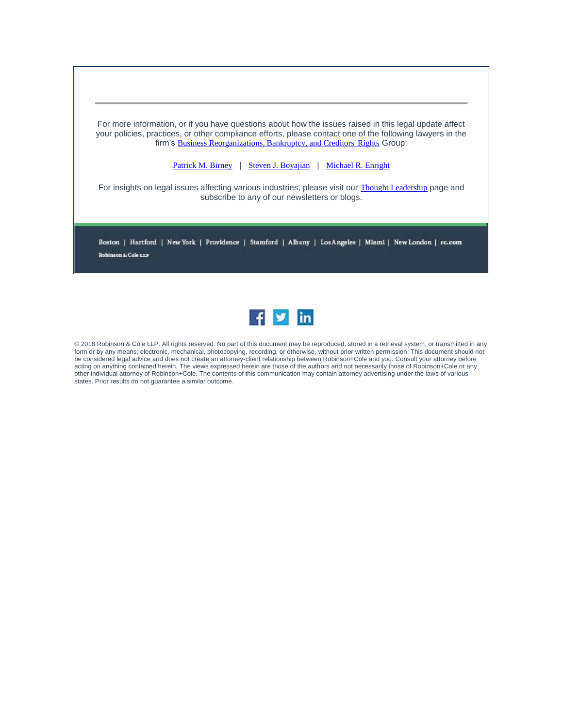---

For more information, or if you have questions about how the issues raised in this legal update affect your policies, practices, or other compliance efforts, please contact one of the following lawyers in the firm's Business Reorganizations, Bankruptcy, and Creditors' Rights Group:

Patrick M. Birney | Steven J. Boyajian | Michael R. Enright

For insights on legal issues affecting various industries, please visit our Thought Leadership page and subscribe to any of our newsletters or blogs.

Boston | Hartford | New York | Providence | Stamford | Albany | Los Angeles | Miami | New London | rc.com

Robinson & Cole LLP

© 2018 Robinson & Cole LLP. All rights reserved. No part of this document may be reproduced, stored in a retrieval system, or transmitted in any form or by any means, electronic, mechanical, photocopying, recording, or otherwise, without prior written permission. This document should not be considered legal advice and does not create an attorney-client relationship between Robinson+Cole and you. Consult your attorney before acting on anything contained herein. The views expressed herein are those of the authors and not necessarily those of Robinson+Cole or any other individual attorney of Robinson+Cole. The contents of this communication may contain attorney advertising under the laws of various states. Prior results do not guarantee a similar outcome.